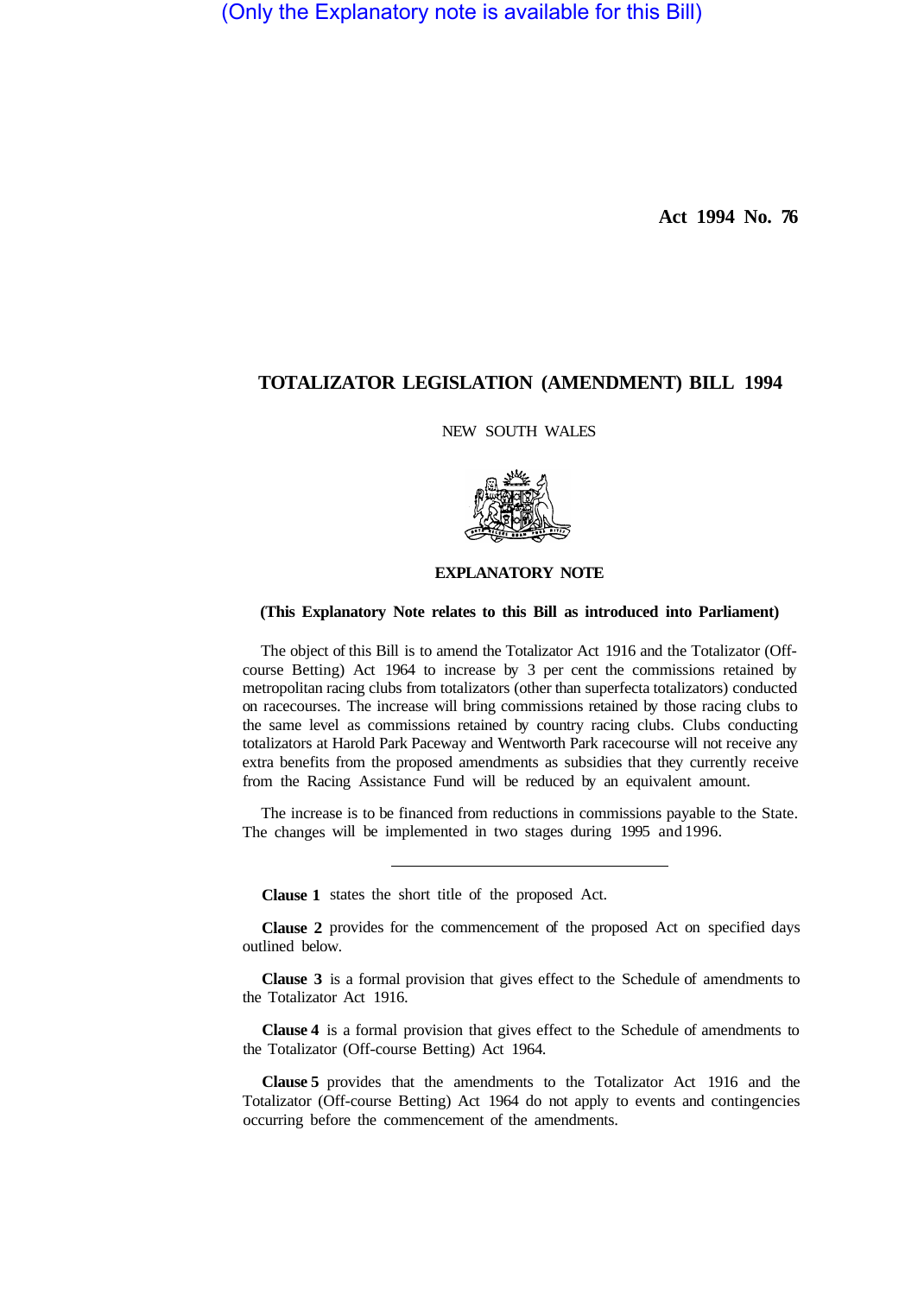(Only the Explanatory note is available for this Bill)

**Act 1994 No. 76**

# TOTALIZATOR LEGISLATION (AMENDMENT) BILL 1994

NEW SOUTH WALES

## EXPLANATORY NOTE

**(This Explanatory Note relates to this Bill as introduced into Parliament)**

The object of this Bill is to amend the Totalizator Act 1916 and the Totalizator (Off-course Betting) Act 1964 to increase by 3 per cent the commissions retained by metropolitan racing clubs from totalizators (other than superfecta totalizators) conducted on racecourses. The increase will bring commissions retained by those racing clubs to the same level as commissions retained by country racing clubs. Clubs conducting totalizators at Harold Park Paceway and Wentworth Park racecourse will not receive any extra benefits from the proposed amendments as subsidies that they currently receive from the Racing Assistance Fund will be reduced by an equivalent amount.

The increase is to be financed from reductions in commissions payable to the State. The changes will be implemented in two stages during 1995 and 1996.

---

**Clause 1** states the short title of the proposed Act.

**Clause 2** provides for the commencement of the proposed Act on specified days outlined below.

**Clause 3** is a formal provision that gives effect to the Schedule of amendments to the Totalizator Act 1916.

**Clause 4** is a formal provision that gives effect to the Schedule of amendments to the Totalizator (Off-course Betting) Act 1964.

**Clause 5** provides that the amendments to the Totalizator Act 1916 and the Totalizator (Off-course Betting) Act 1964 do not apply to events and contingencies occurring before the commencement of the amendments.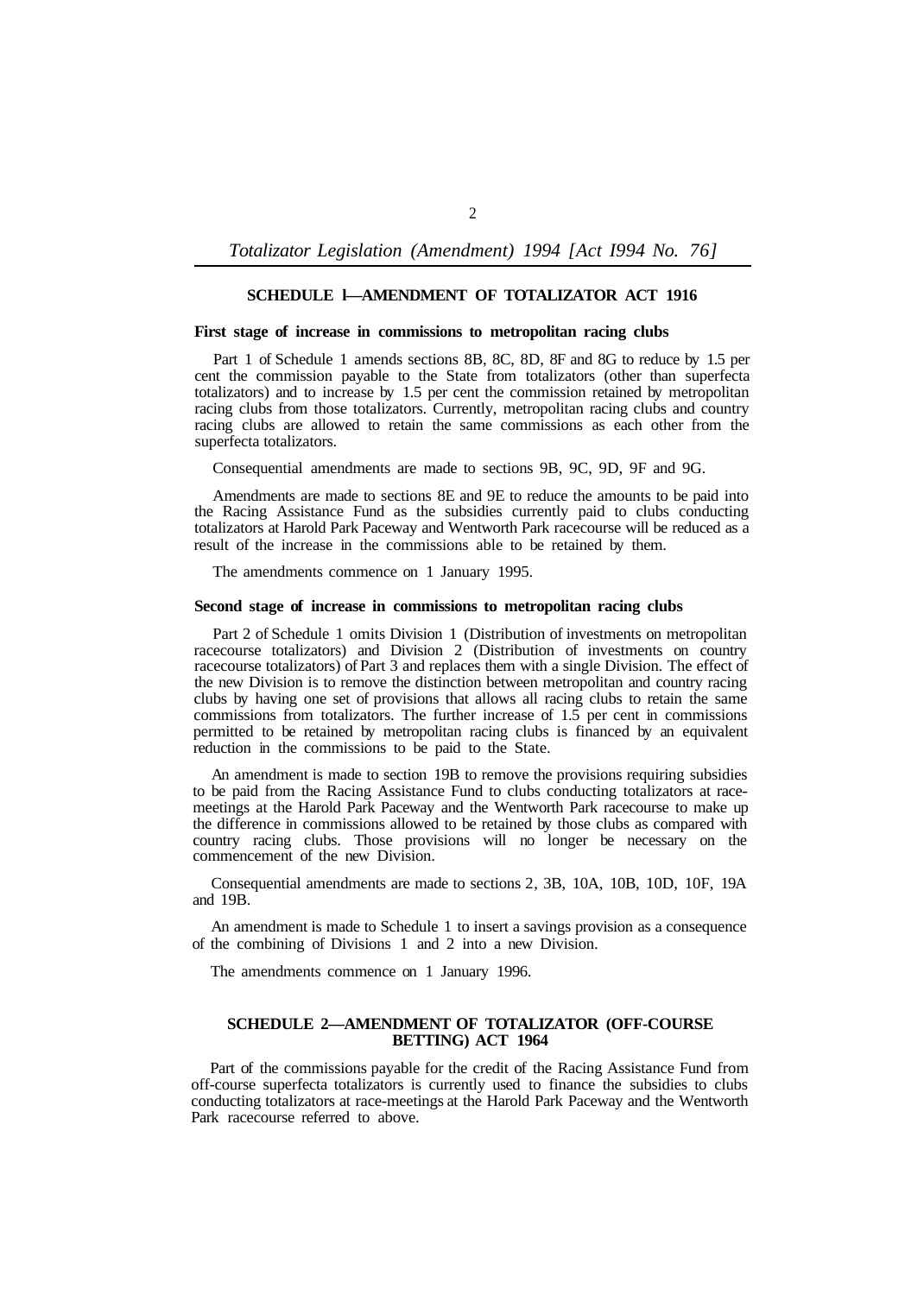## SCHEDULE 1—AMENDMENT OF TOTALIZATOR ACT 1916

**First stage of increase in commissions to metropolitan racing clubs**

Part 1 of Schedule 1 amends sections 8B, 8C, 8D, 8F and 8G to reduce by 1.5 per cent the commission payable to the State from totalizators (other than superfecta totalizators) and to increase by 1.5 per cent the commission retained by metropolitan racing clubs from those totalizators. Currently, metropolitan racing clubs and country racing clubs are allowed to retain the same commissions as each other from the superfecta totalizators.

Consequential amendments are made to sections 9B, 9C, 9D, 9F and 9G.

Amendments are made to sections 8E and 9E to reduce the amounts to be paid into the Racing Assistance Fund as the subsidies currently paid to clubs conducting totalizators at Harold Park Paceway and Wentworth Park racecourse will be reduced as a result of the increase in the commissions able to be retained by them.

The amendments commence on 1 January 1995.

**Second stage of increase in commissions to metropolitan racing clubs**

Part 2 of Schedule 1 omits Division 1 (Distribution of investments on metropolitan racecourse totalizators) and Division 2 (Distribution of investments on country racecourse totalizators) of Part 3 and replaces them with a single Division. The effect of the new Division is to remove the distinction between metropolitan and country racing clubs by having one set of provisions that allows all racing clubs to retain the same commissions from totalizators. The further increase of 1.5 per cent in commissions permitted to be retained by metropolitan racing clubs is financed by an equivalent reduction in the commissions to be paid to the State.

An amendment is made to section 19B to remove the provisions requiring subsidies to be paid from the Racing Assistance Fund to clubs conducting totalizators at race-meetings at the Harold Park Paceway and the Wentworth Park racecourse to make up the difference in commissions allowed to be retained by those clubs as compared with country racing clubs. Those provisions will no longer be necessary on the commencement of the new Division.

Consequential amendments are made to sections 2, 3B, 10A, 10B, 10D, 10F, 19A and 19B.

An amendment is made to Schedule 1 to insert a savings provision as a consequence of the combining of Divisions 1 and 2 into a new Division.

The amendments commence on 1 January 1996.

## SCHEDULE 2—AMENDMENT OF TOTALIZATOR (OFF-COURSE BETTING) ACT 1964

Part of the commissions payable for the credit of the Racing Assistance Fund from off-course superfecta totalizators is currently used to finance the subsidies to clubs conducting totalizators at race-meetings at the Harold Park Paceway and the Wentworth Park racecourse referred to above.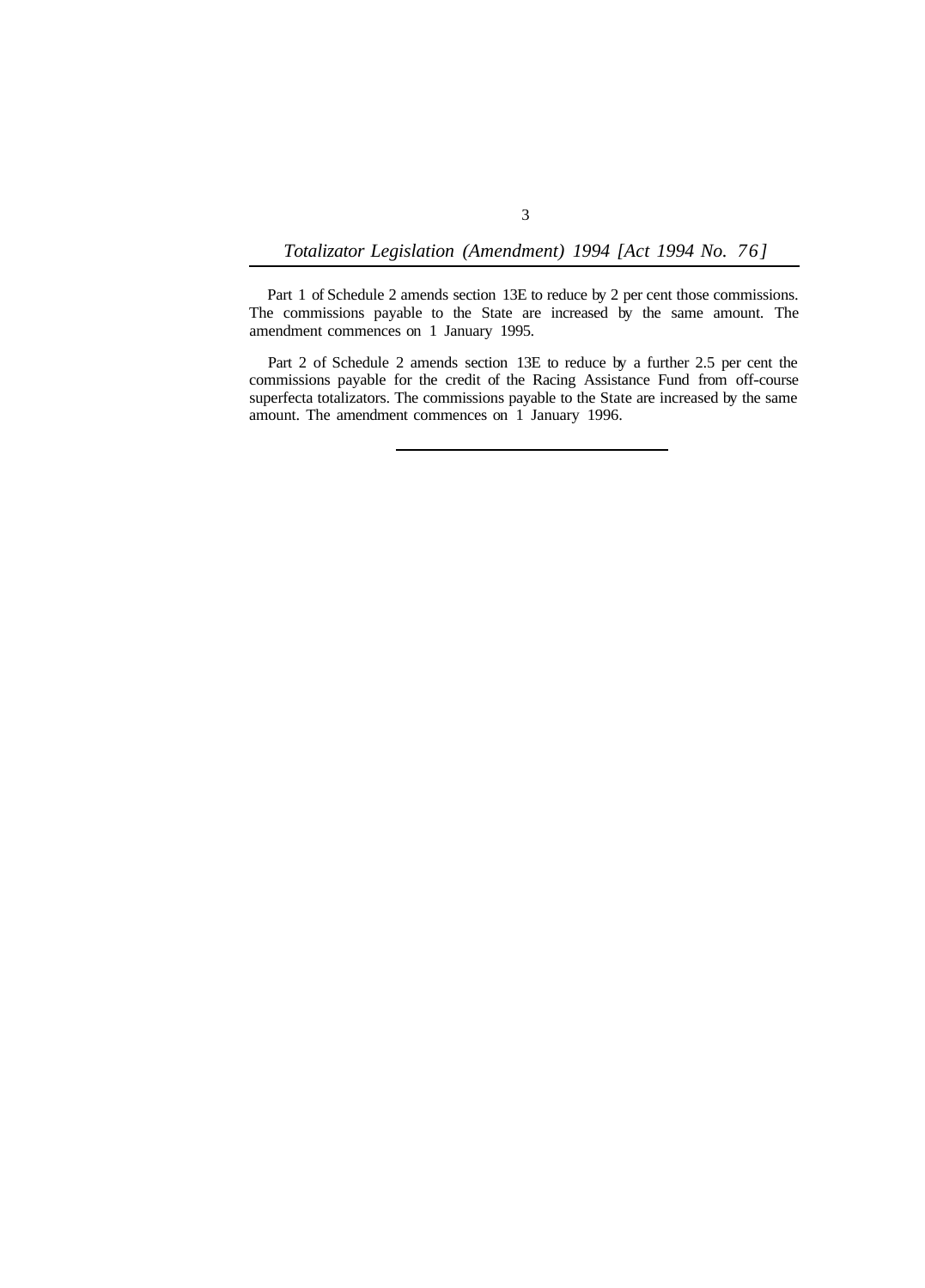Part 1 of Schedule 2 amends section 13E to reduce by 2 per cent those commissions. The commissions payable to the State are increased by the same amount. The amendment commences on 1 January 1995.

Part 2 of Schedule 2 amends section 13E to reduce by a further 2.5 per cent the commissions payable for the credit of the Racing Assistance Fund from off-course superfecta totalizators. The commissions payable to the State are increased by the same amount. The amendment commences on 1 January 1996.

---